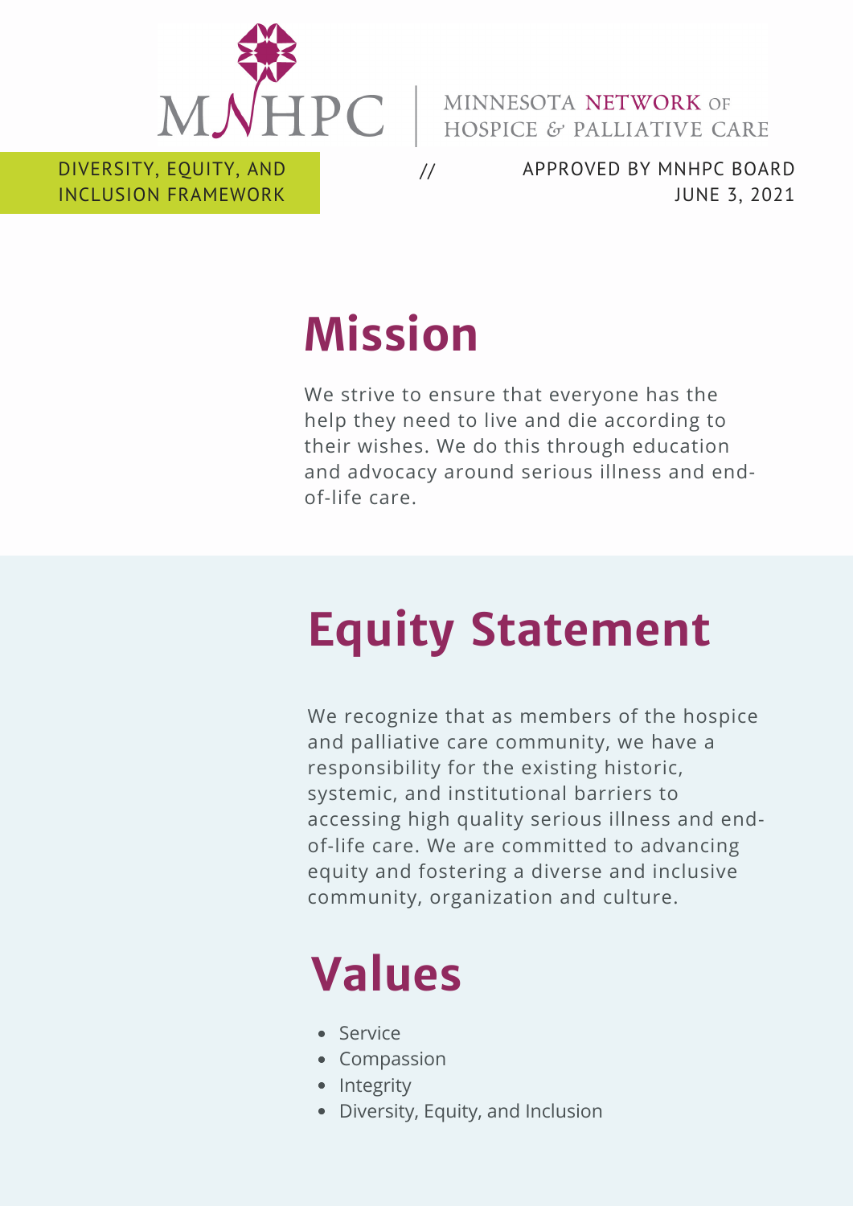MNHPC | MINNESOTA NETWORK OF HOSPICE & PALLIATIVE CARE

DIVERSITY, EQUITY, AND INCLUSION FRAMEWORK // APPROVED BY MNHPC BOARD JUNE 3, 2021

# Mission

We strive to ensure that everyone has the help they need to live and die according to their wishes. We do this through education and advocacy around serious illness and end-of-life care.

# Equity Statement

We recognize that as members of the hospice and palliative care community, we have a responsibility for the existing historic, systemic, and institutional barriers to accessing high quality serious illness and end-of-life care. We are committed to advancing equity and fostering a diverse and inclusive community, organization and culture.

# Values

- Service
- Compassion
- Integrity
- Diversity, Equity, and Inclusion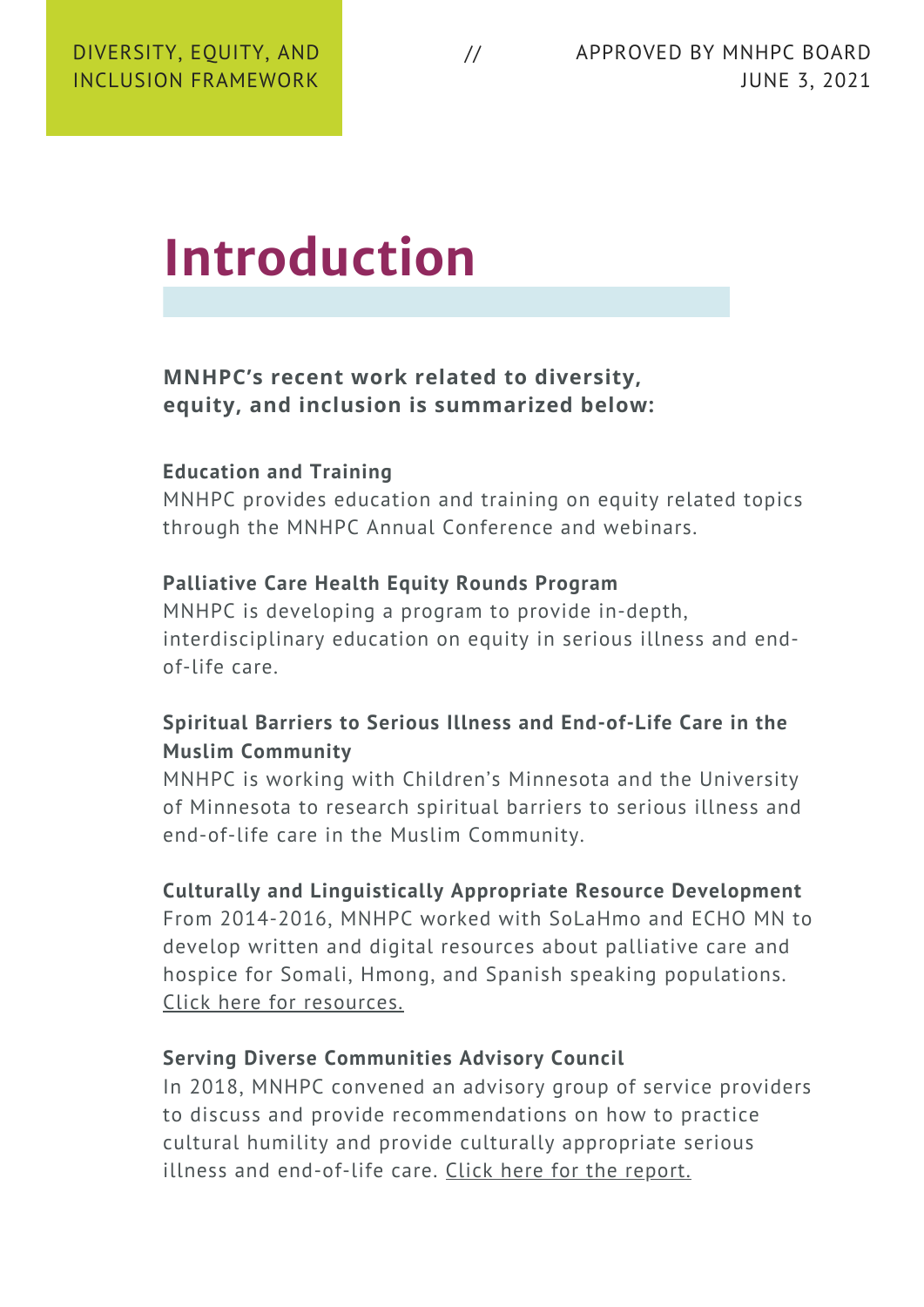# Introduction

**MNHPC's recent work related to diversity, equity, and inclusion is summarized below:**

**Education and Training**
MNHPC provides education and training on equity related topics through the MNHPC Annual Conference and webinars.

**Palliative Care Health Equity Rounds Program**
MNHPC is developing a program to provide in-depth, interdisciplinary education on equity in serious illness and end-of-life care.

**Spiritual Barriers to Serious Illness and End-of-Life Care in the Muslim Community**
MNHPC is working with Children's Minnesota and the University of Minnesota to research spiritual barriers to serious illness and end-of-life care in the Muslim Community.

**Culturally and Linguistically Appropriate Resource Development**
From 2014-2016, MNHPC worked with SoLaHmo and ECHO MN to develop written and digital resources about palliative care and hospice for Somali, Hmong, and Spanish speaking populations. Click here for resources.

**Serving Diverse Communities Advisory Council**
In 2018, MNHPC convened an advisory group of service providers to discuss and provide recommendations on how to practice cultural humility and provide culturally appropriate serious illness and end-of-life care. Click here for the report.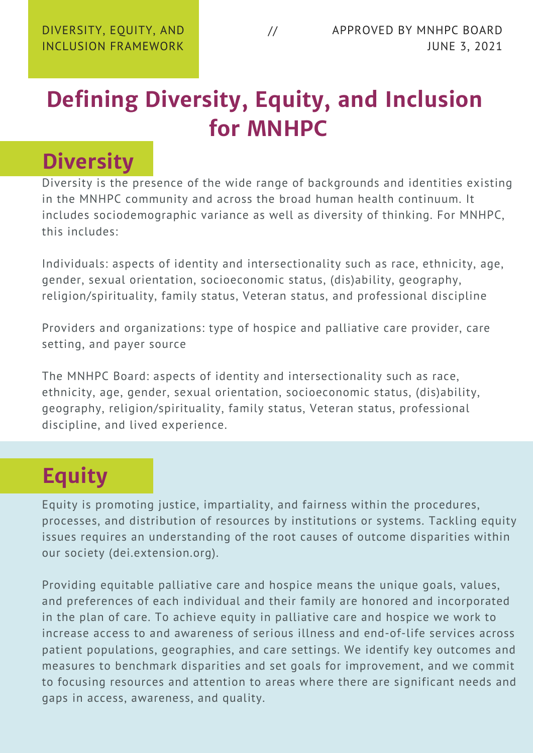# Defining Diversity, Equity, and Inclusion for MNHPC

## Diversity

Diversity is the presence of the wide range of backgrounds and identities existing in the MNHPC community and across the broad human health continuum. It includes sociodemographic variance as well as diversity of thinking. For MNHPC, this includes:

Individuals: aspects of identity and intersectionality such as race, ethnicity, age, gender, sexual orientation, socioeconomic status, (dis)ability, geography, religion/spirituality, family status, Veteran status, and professional discipline

Providers and organizations: type of hospice and palliative care provider, care setting, and payer source

The MNHPC Board: aspects of identity and intersectionality such as race, ethnicity, age, gender, sexual orientation, socioeconomic status, (dis)ability, geography, religion/spirituality, family status, Veteran status, professional discipline, and lived experience.

## Equity

Equity is promoting justice, impartiality, and fairness within the procedures, processes, and distribution of resources by institutions or systems. Tackling equity issues requires an understanding of the root causes of outcome disparities within our society (dei.extension.org).

Providing equitable palliative care and hospice means the unique goals, values, and preferences of each individual and their family are honored and incorporated in the plan of care. To achieve equity in palliative care and hospice we work to increase access to and awareness of serious illness and end-of-life services across patient populations, geographies, and care settings. We identify key outcomes and measures to benchmark disparities and set goals for improvement, and we commit to focusing resources and attention to areas where there are significant needs and gaps in access, awareness, and quality.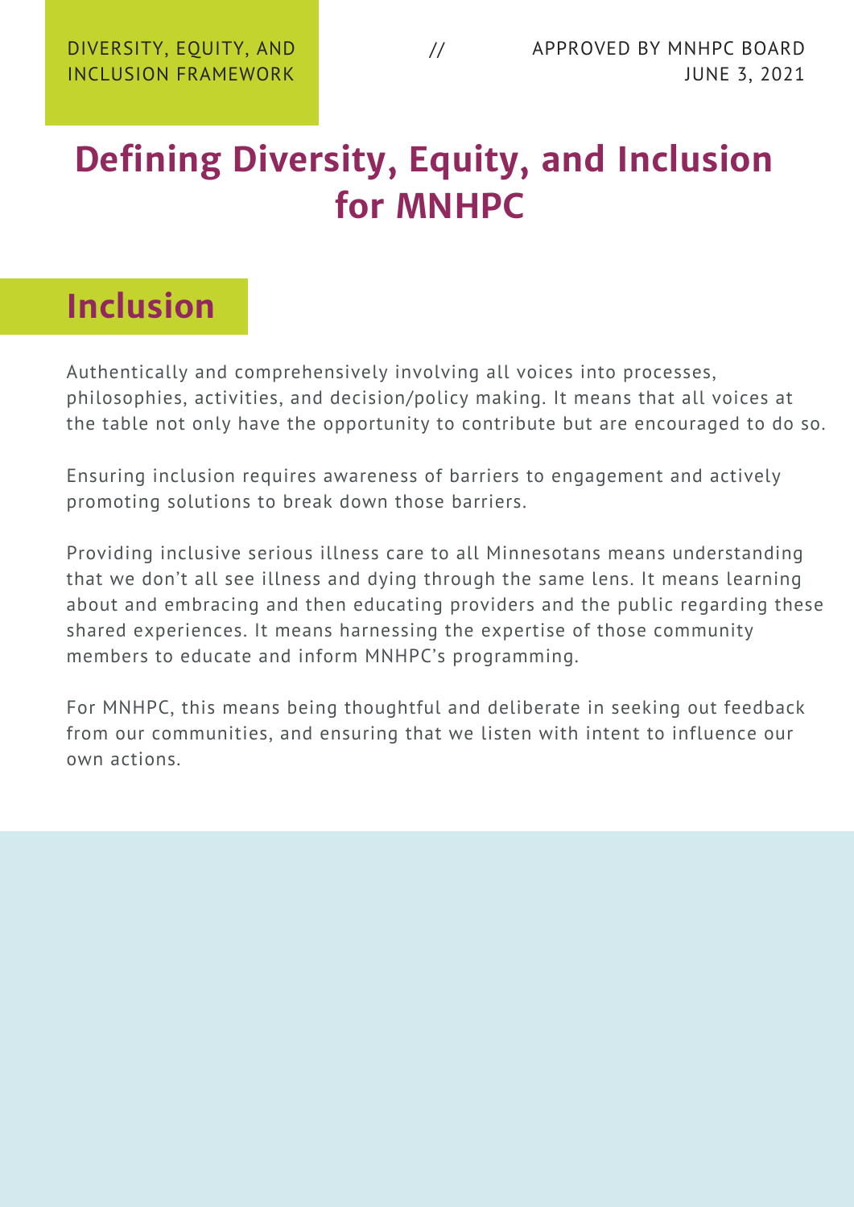# Defining Diversity, Equity, and Inclusion for MNHPC

## Inclusion

Authentically and comprehensively involving all voices into processes, philosophies, activities, and decision/policy making. It means that all voices at the table not only have the opportunity to contribute but are encouraged to do so.

Ensuring inclusion requires awareness of barriers to engagement and actively promoting solutions to break down those barriers.

Providing inclusive serious illness care to all Minnesotans means understanding that we don't all see illness and dying through the same lens. It means learning about and embracing and then educating providers and the public regarding these shared experiences. It means harnessing the expertise of those community members to educate and inform MNHPC's programming.

For MNHPC, this means being thoughtful and deliberate in seeking out feedback from our communities, and ensuring that we listen with intent to influence our own actions.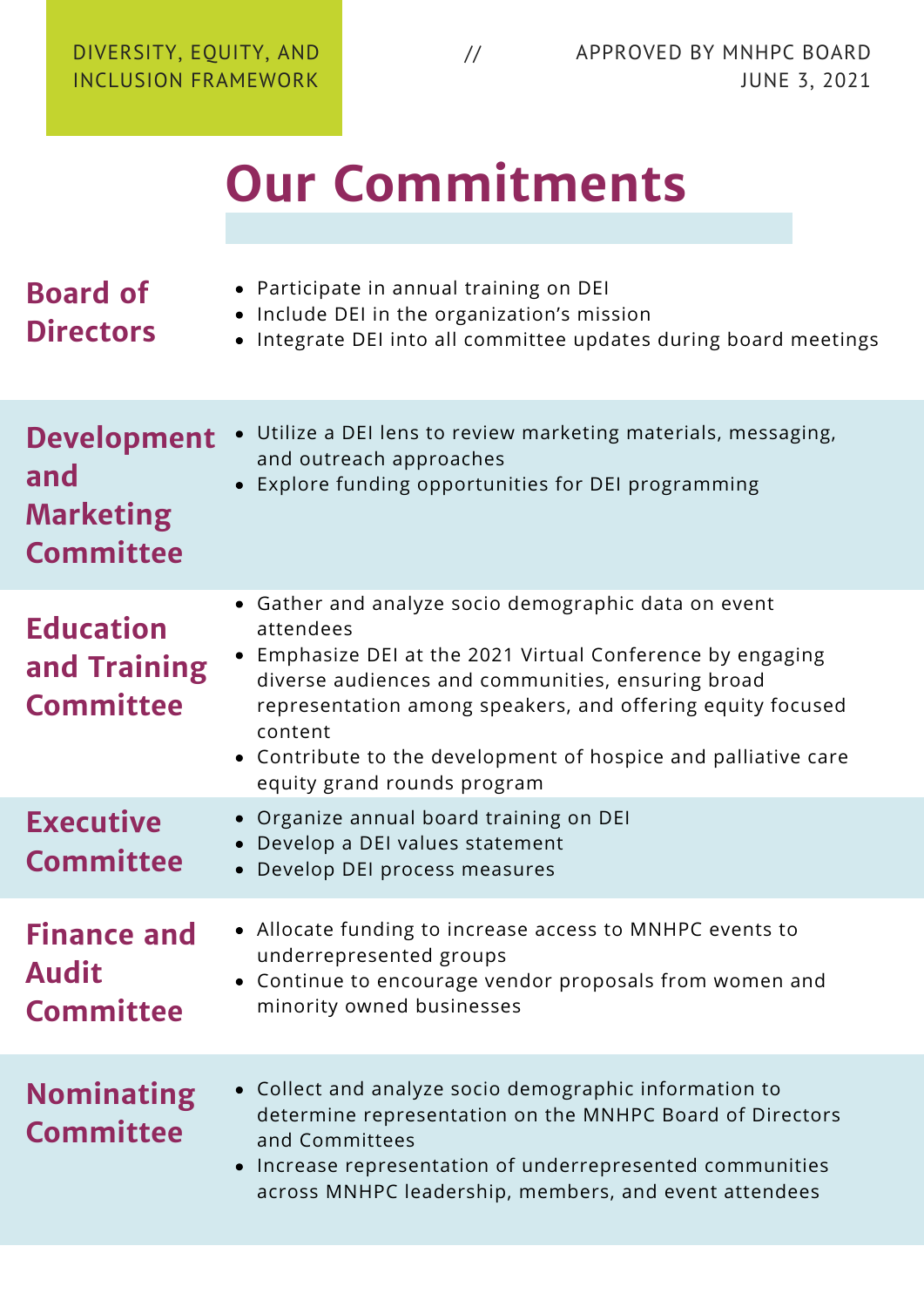DIVERSITY, EQUITY, AND INCLUSION FRAMEWORK // APPROVED BY MNHPC BOARD JUNE 3, 2021

# Our Commitments

## Board of Directors

- Participate in annual training on DEI
- Include DEI in the organization's mission
- Integrate DEI into all committee updates during board meetings

## Development and Marketing Committee

- Utilize a DEI lens to review marketing materials, messaging, and outreach approaches
- Explore funding opportunities for DEI programming

## Education and Training Committee

- Gather and analyze socio demographic data on event attendees
- Emphasize DEI at the 2021 Virtual Conference by engaging diverse audiences and communities, ensuring broad representation among speakers, and offering equity focused content
- Contribute to the development of hospice and palliative care equity grand rounds program

## Executive Committee

- Organize annual board training on DEI
- Develop a DEI values statement
- Develop DEI process measures

## Finance and Audit Committee

- Allocate funding to increase access to MNHPC events to underrepresented groups
- Continue to encourage vendor proposals from women and minority owned businesses

## Nominating Committee

- Collect and analyze socio demographic information to determine representation on the MNHPC Board of Directors and Committees
- Increase representation of underrepresented communities across MNHPC leadership, members, and event attendees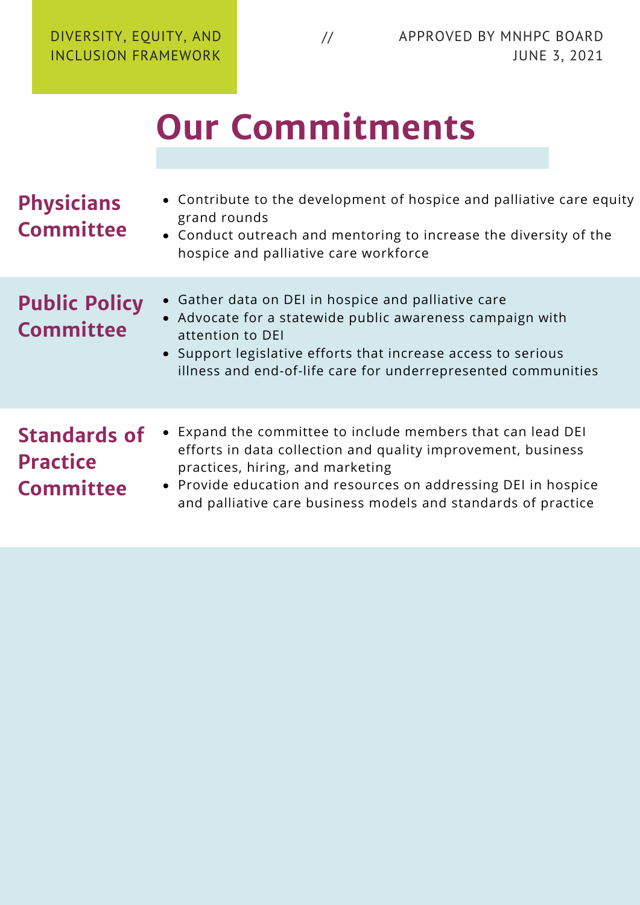DIVERSITY, EQUITY, AND INCLUSION FRAMEWORK // APPROVED BY MNHPC BOARD JUNE 3, 2021

# Our Commitments

## Physicians Committee

- Contribute to the development of hospice and palliative care equity grand rounds
- Conduct outreach and mentoring to increase the diversity of the hospice and palliative care workforce

## Public Policy Committee

- Gather data on DEI in hospice and palliative care
- Advocate for a statewide public awareness campaign with attention to DEI
- Support legislative efforts that increase access to serious illness and end-of-life care for underrepresented communities

## Standards of Practice Committee

- Expand the committee to include members that can lead DEI efforts in data collection and quality improvement, business practices, hiring, and marketing
- Provide education and resources on addressing DEI in hospice and palliative care business models and standards of practice